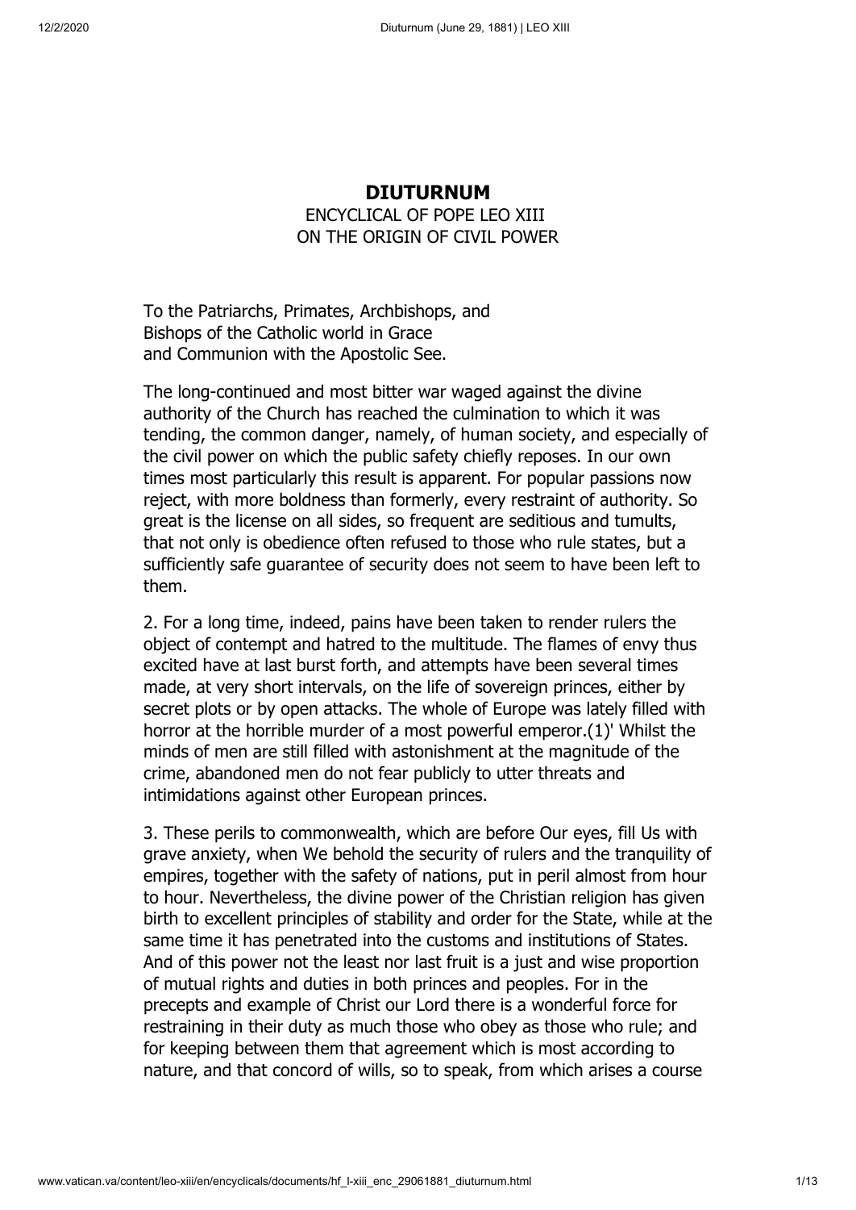# DIUTURNUM

ENCYCLICAL OF POPE LEO XIII
ON THE ORIGIN OF CIVIL POWER

To the Patriarchs, Primates, Archbishops, and
Bishops of the Catholic world in Grace
and Communion with the Apostolic See.

The long-continued and most bitter war waged against the divine authority of the Church has reached the culmination to which it was tending, the common danger, namely, of human society, and especially of the civil power on which the public safety chiefly reposes. In our own times most particularly this result is apparent. For popular passions now reject, with more boldness than formerly, every restraint of authority. So great is the license on all sides, so frequent are seditious and tumults, that not only is obedience often refused to those who rule states, but a sufficiently safe guarantee of security does not seem to have been left to them.

2. For a long time, indeed, pains have been taken to render rulers the object of contempt and hatred to the multitude. The flames of envy thus excited have at last burst forth, and attempts have been several times made, at very short intervals, on the life of sovereign princes, either by secret plots or by open attacks. The whole of Europe was lately filled with horror at the horrible murder of a most powerful emperor.(1)' Whilst the minds of men are still filled with astonishment at the magnitude of the crime, abandoned men do not fear publicly to utter threats and intimidations against other European princes.

3. These perils to commonwealth, which are before Our eyes, fill Us with grave anxiety, when We behold the security of rulers and the tranquility of empires, together with the safety of nations, put in peril almost from hour to hour. Nevertheless, the divine power of the Christian religion has given birth to excellent principles of stability and order for the State, while at the same time it has penetrated into the customs and institutions of States. And of this power not the least nor last fruit is a just and wise proportion of mutual rights and duties in both princes and peoples. For in the precepts and example of Christ our Lord there is a wonderful force for restraining in their duty as much those who obey as those who rule; and for keeping between them that agreement which is most according to nature, and that concord of wills, so to speak, from which arises a course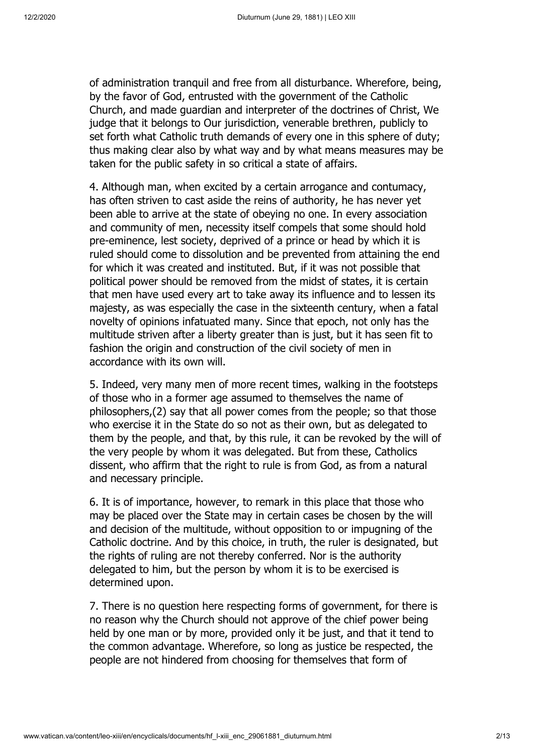of administration tranquil and free from all disturbance. Wherefore, being, by the favor of God, entrusted with the government of the Catholic Church, and made guardian and interpreter of the doctrines of Christ, We judge that it belongs to Our jurisdiction, venerable brethren, publicly to set forth what Catholic truth demands of every one in this sphere of duty; thus making clear also by what way and by what means measures may be taken for the public safety in so critical a state of affairs.

4. Although man, when excited by a certain arrogance and contumacy, has often striven to cast aside the reins of authority, he has never yet been able to arrive at the state of obeying no one. In every association and community of men, necessity itself compels that some should hold pre-eminence, lest society, deprived of a prince or head by which it is ruled should come to dissolution and be prevented from attaining the end for which it was created and instituted. But, if it was not possible that political power should be removed from the midst of states, it is certain that men have used every art to take away its influence and to lessen its majesty, as was especially the case in the sixteenth century, when a fatal novelty of opinions infatuated many. Since that epoch, not only has the multitude striven after a liberty greater than is just, but it has seen fit to fashion the origin and construction of the civil society of men in accordance with its own will.

5. Indeed, very many men of more recent times, walking in the footsteps of those who in a former age assumed to themselves the name of philosophers,(2) say that all power comes from the people; so that those who exercise it in the State do so not as their own, but as delegated to them by the people, and that, by this rule, it can be revoked by the will of the very people by whom it was delegated. But from these, Catholics dissent, who affirm that the right to rule is from God, as from a natural and necessary principle.

6. It is of importance, however, to remark in this place that those who may be placed over the State may in certain cases be chosen by the will and decision of the multitude, without opposition to or impugning of the Catholic doctrine. And by this choice, in truth, the ruler is designated, but the rights of ruling are not thereby conferred. Nor is the authority delegated to him, but the person by whom it is to be exercised is determined upon.

7. There is no question here respecting forms of government, for there is no reason why the Church should not approve of the chief power being held by one man or by more, provided only it be just, and that it tend to the common advantage. Wherefore, so long as justice be respected, the people are not hindered from choosing for themselves that form of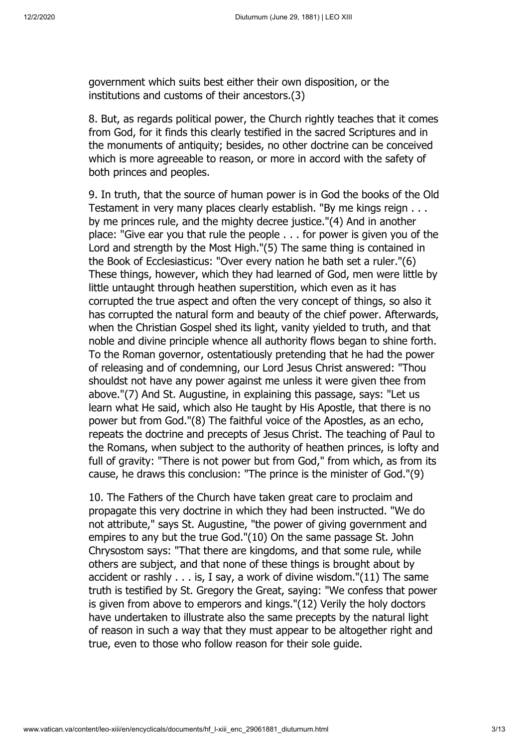government which suits best either their own disposition, or the institutions and customs of their ancestors.(3)

8. But, as regards political power, the Church rightly teaches that it comes from God, for it finds this clearly testified in the sacred Scriptures and in the monuments of antiquity; besides, no other doctrine can be conceived which is more agreeable to reason, or more in accord with the safety of both princes and peoples.

9. In truth, that the source of human power is in God the books of the Old Testament in very many places clearly establish. "By me kings reign . . . by me princes rule, and the mighty decree justice."(4) And in another place: "Give ear you that rule the people . . . for power is given you of the Lord and strength by the Most High."(5) The same thing is contained in the Book of Ecclesiasticus: "Over every nation he bath set a ruler."(6) These things, however, which they had learned of God, men were little by little untaught through heathen superstition, which even as it has corrupted the true aspect and often the very concept of things, so also it has corrupted the natural form and beauty of the chief power. Afterwards, when the Christian Gospel shed its light, vanity yielded to truth, and that noble and divine principle whence all authority flows began to shine forth. To the Roman governor, ostentatiously pretending that he had the power of releasing and of condemning, our Lord Jesus Christ answered: "Thou shouldst not have any power against me unless it were given thee from above."(7) And St. Augustine, in explaining this passage, says: "Let us learn what He said, which also He taught by His Apostle, that there is no power but from God."(8) The faithful voice of the Apostles, as an echo, repeats the doctrine and precepts of Jesus Christ. The teaching of Paul to the Romans, when subject to the authority of heathen princes, is lofty and full of gravity: "There is not power but from God," from which, as from its cause, he draws this conclusion: "The prince is the minister of God."(9)

10. The Fathers of the Church have taken great care to proclaim and propagate this very doctrine in which they had been instructed. "We do not attribute," says St. Augustine, "the power of giving government and empires to any but the true God."(10) On the same passage St. John Chrysostom says: "That there are kingdoms, and that some rule, while others are subject, and that none of these things is brought about by accident or rashly . . . is, I say, a work of divine wisdom."(11) The same truth is testified by St. Gregory the Great, saying: "We confess that power is given from above to emperors and kings."(12) Verily the holy doctors have undertaken to illustrate also the same precepts by the natural light of reason in such a way that they must appear to be altogether right and true, even to those who follow reason for their sole guide.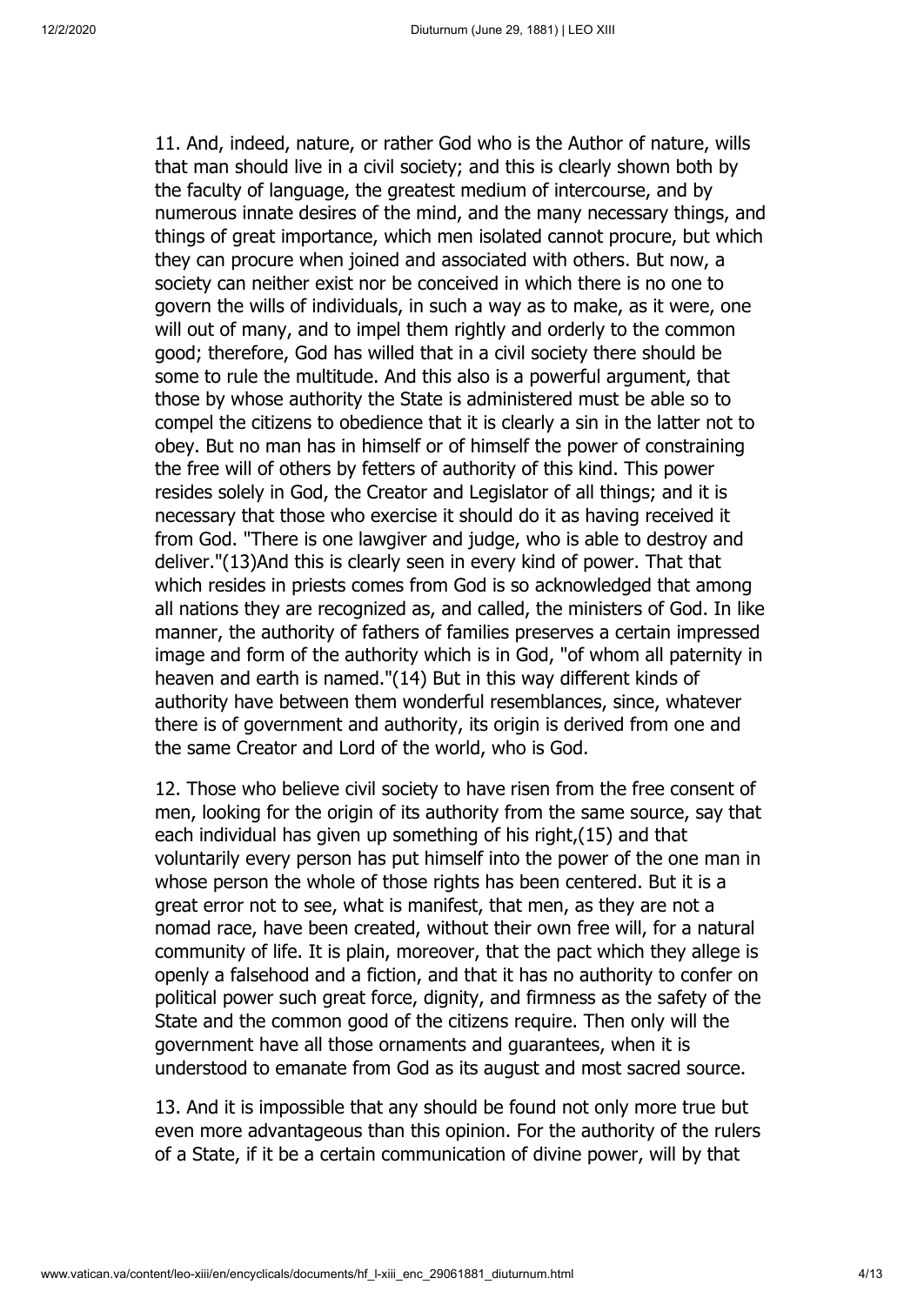11. And, indeed, nature, or rather God who is the Author of nature, wills that man should live in a civil society; and this is clearly shown both by the faculty of language, the greatest medium of intercourse, and by numerous innate desires of the mind, and the many necessary things, and things of great importance, which men isolated cannot procure, but which they can procure when joined and associated with others. But now, a society can neither exist nor be conceived in which there is no one to govern the wills of individuals, in such a way as to make, as it were, one will out of many, and to impel them rightly and orderly to the common good; therefore, God has willed that in a civil society there should be some to rule the multitude. And this also is a powerful argument, that those by whose authority the State is administered must be able so to compel the citizens to obedience that it is clearly a sin in the latter not to obey. But no man has in himself or of himself the power of constraining the free will of others by fetters of authority of this kind. This power resides solely in God, the Creator and Legislator of all things; and it is necessary that those who exercise it should do it as having received it from God. "There is one lawgiver and judge, who is able to destroy and deliver."(13)And this is clearly seen in every kind of power. That that which resides in priests comes from God is so acknowledged that among all nations they are recognized as, and called, the ministers of God. In like manner, the authority of fathers of families preserves a certain impressed image and form of the authority which is in God, "of whom all paternity in heaven and earth is named."(14) But in this way different kinds of authority have between them wonderful resemblances, since, whatever there is of government and authority, its origin is derived from one and the same Creator and Lord of the world, who is God.

12. Those who believe civil society to have risen from the free consent of men, looking for the origin of its authority from the same source, say that each individual has given up something of his right,(15) and that voluntarily every person has put himself into the power of the one man in whose person the whole of those rights has been centered. But it is a great error not to see, what is manifest, that men, as they are not a nomad race, have been created, without their own free will, for a natural community of life. It is plain, moreover, that the pact which they allege is openly a falsehood and a fiction, and that it has no authority to confer on political power such great force, dignity, and firmness as the safety of the State and the common good of the citizens require. Then only will the government have all those ornaments and guarantees, when it is understood to emanate from God as its august and most sacred source.

13. And it is impossible that any should be found not only more true but even more advantageous than this opinion. For the authority of the rulers of a State, if it be a certain communication of divine power, will by that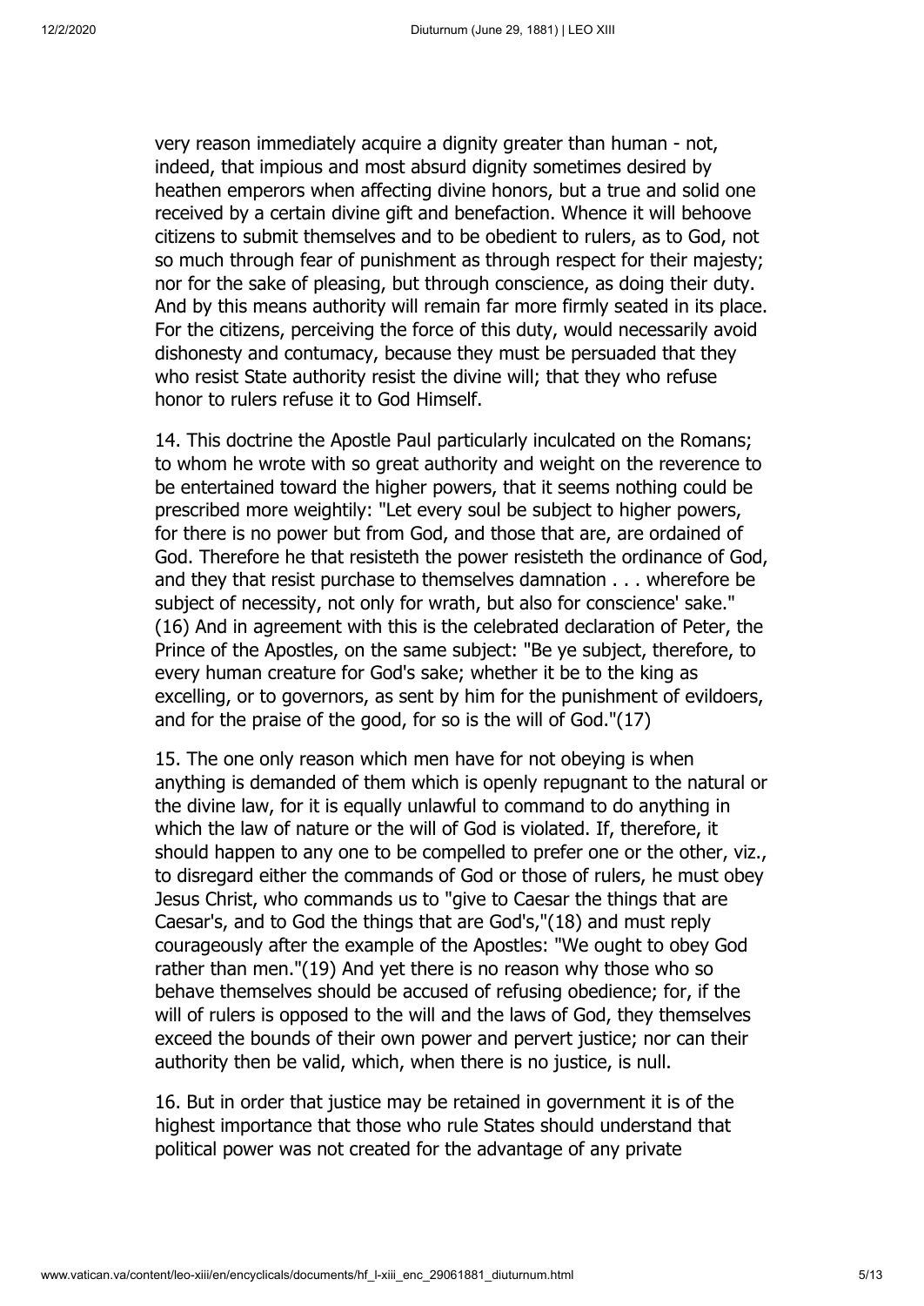very reason immediately acquire a dignity greater than human - not, indeed, that impious and most absurd dignity sometimes desired by heathen emperors when affecting divine honors, but a true and solid one received by a certain divine gift and benefaction. Whence it will behoove citizens to submit themselves and to be obedient to rulers, as to God, not so much through fear of punishment as through respect for their majesty; nor for the sake of pleasing, but through conscience, as doing their duty. And by this means authority will remain far more firmly seated in its place. For the citizens, perceiving the force of this duty, would necessarily avoid dishonesty and contumacy, because they must be persuaded that they who resist State authority resist the divine will; that they who refuse honor to rulers refuse it to God Himself.

14. This doctrine the Apostle Paul particularly inculcated on the Romans; to whom he wrote with so great authority and weight on the reverence to be entertained toward the higher powers, that it seems nothing could be prescribed more weightily: "Let every soul be subject to higher powers, for there is no power but from God, and those that are, are ordained of God. Therefore he that resisteth the power resisteth the ordinance of God, and they that resist purchase to themselves damnation . . . wherefore be subject of necessity, not only for wrath, but also for conscience' sake."(16) And in agreement with this is the celebrated declaration of Peter, the Prince of the Apostles, on the same subject: "Be ye subject, therefore, to every human creature for God's sake; whether it be to the king as excelling, or to governors, as sent by him for the punishment of evildoers, and for the praise of the good, for so is the will of God."(17)

15. The one only reason which men have for not obeying is when anything is demanded of them which is openly repugnant to the natural or the divine law, for it is equally unlawful to command to do anything in which the law of nature or the will of God is violated. If, therefore, it should happen to any one to be compelled to prefer one or the other, viz., to disregard either the commands of God or those of rulers, he must obey Jesus Christ, who commands us to "give to Caesar the things that are Caesar's, and to God the things that are God's,"(18) and must reply courageously after the example of the Apostles: "We ought to obey God rather than men."(19) And yet there is no reason why those who so behave themselves should be accused of refusing obedience; for, if the will of rulers is opposed to the will and the laws of God, they themselves exceed the bounds of their own power and pervert justice; nor can their authority then be valid, which, when there is no justice, is null.

16. But in order that justice may be retained in government it is of the highest importance that those who rule States should understand that political power was not created for the advantage of any private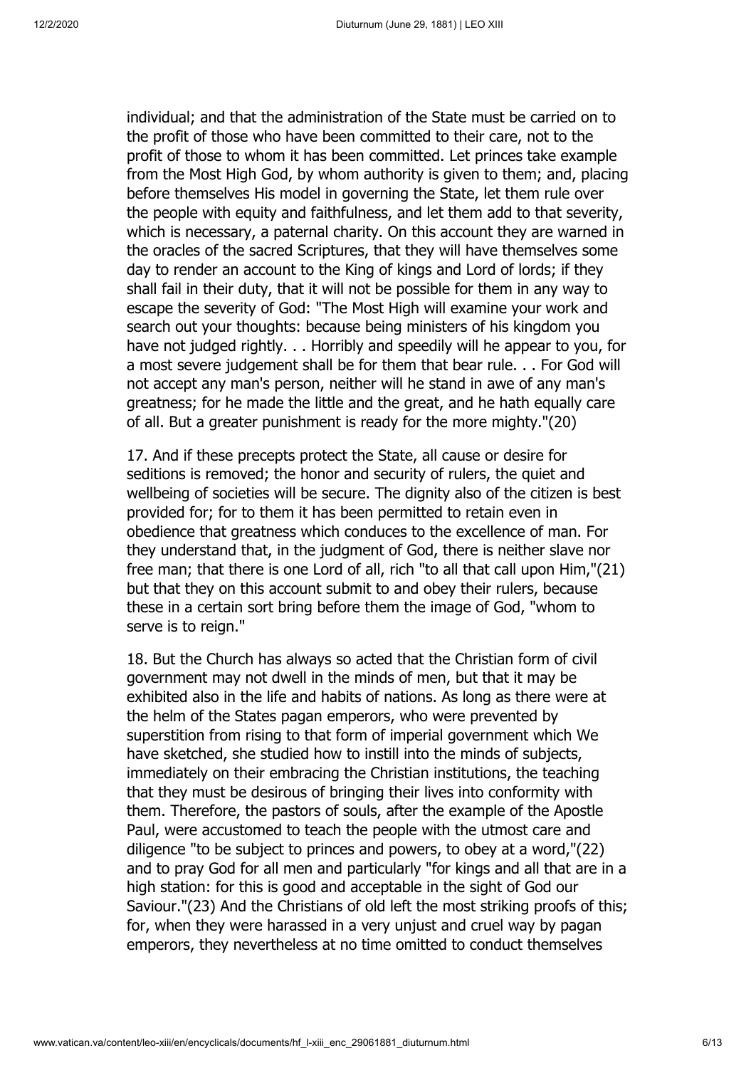individual; and that the administration of the State must be carried on to the profit of those who have been committed to their care, not to the profit of those to whom it has been committed. Let princes take example from the Most High God, by whom authority is given to them; and, placing before themselves His model in governing the State, let them rule over the people with equity and faithfulness, and let them add to that severity, which is necessary, a paternal charity. On this account they are warned in the oracles of the sacred Scriptures, that they will have themselves some day to render an account to the King of kings and Lord of lords; if they shall fail in their duty, that it will not be possible for them in any way to escape the severity of God: "The Most High will examine your work and search out your thoughts: because being ministers of his kingdom you have not judged rightly. . . Horribly and speedily will he appear to you, for a most severe judgement shall be for them that bear rule. . . For God will not accept any man's person, neither will he stand in awe of any man's greatness; for he made the little and the great, and he hath equally care of all. But a greater punishment is ready for the more mighty."(20)

17. And if these precepts protect the State, all cause or desire for seditions is removed; the honor and security of rulers, the quiet and wellbeing of societies will be secure. The dignity also of the citizen is best provided for; for to them it has been permitted to retain even in obedience that greatness which conduces to the excellence of man. For they understand that, in the judgment of God, there is neither slave nor free man; that there is one Lord of all, rich "to all that call upon Him,"(21) but that they on this account submit to and obey their rulers, because these in a certain sort bring before them the image of God, "whom to serve is to reign."

18. But the Church has always so acted that the Christian form of civil government may not dwell in the minds of men, but that it may be exhibited also in the life and habits of nations. As long as there were at the helm of the States pagan emperors, who were prevented by superstition from rising to that form of imperial government which We have sketched, she studied how to instill into the minds of subjects, immediately on their embracing the Christian institutions, the teaching that they must be desirous of bringing their lives into conformity with them. Therefore, the pastors of souls, after the example of the Apostle Paul, were accustomed to teach the people with the utmost care and diligence "to be subject to princes and powers, to obey at a word,"(22) and to pray God for all men and particularly "for kings and all that are in a high station: for this is good and acceptable in the sight of God our Saviour."(23) And the Christians of old left the most striking proofs of this; for, when they were harassed in a very unjust and cruel way by pagan emperors, they nevertheless at no time omitted to conduct themselves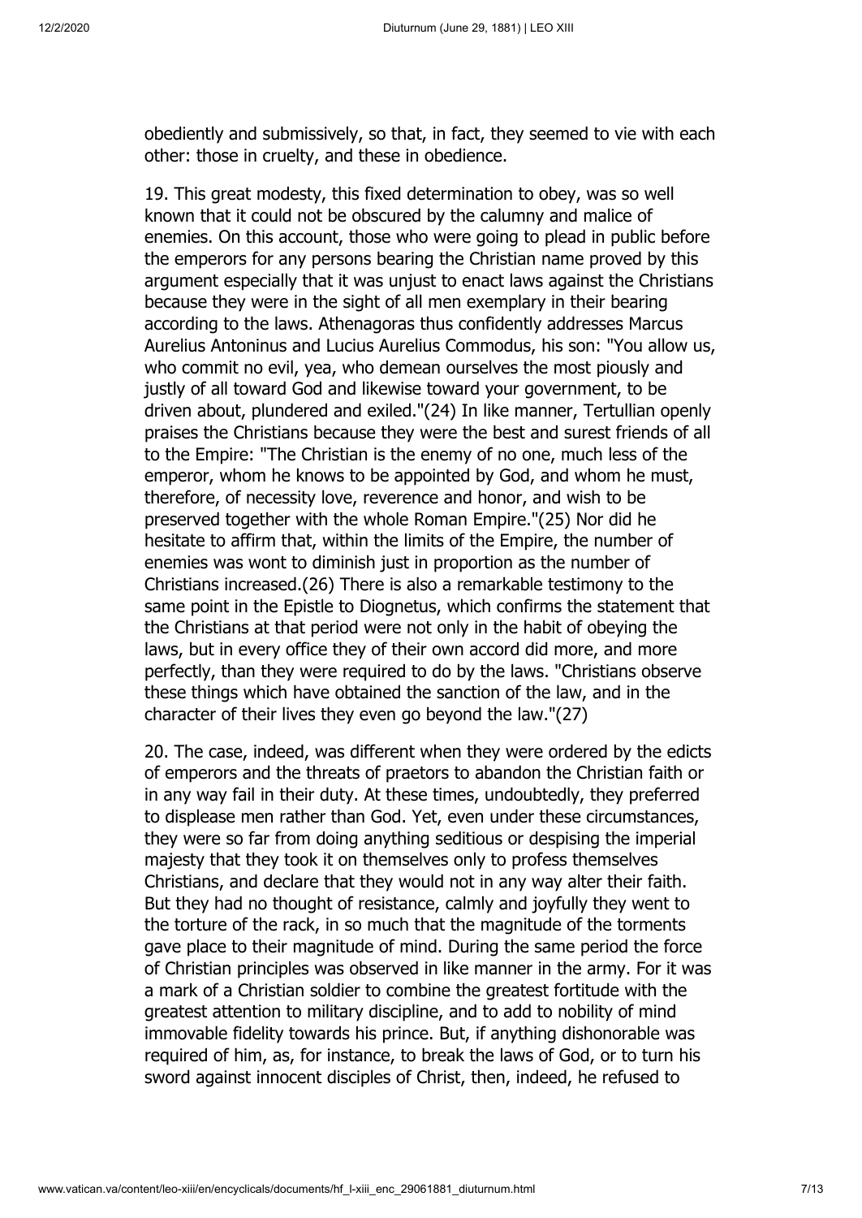obediently and submissively, so that, in fact, they seemed to vie with each other: those in cruelty, and these in obedience.

19. This great modesty, this fixed determination to obey, was so well known that it could not be obscured by the calumny and malice of enemies. On this account, those who were going to plead in public before the emperors for any persons bearing the Christian name proved by this argument especially that it was unjust to enact laws against the Christians because they were in the sight of all men exemplary in their bearing according to the laws. Athenagoras thus confidently addresses Marcus Aurelius Antoninus and Lucius Aurelius Commodus, his son: "You allow us, who commit no evil, yea, who demean ourselves the most piously and justly of all toward God and likewise toward your government, to be driven about, plundered and exiled."(24) In like manner, Tertullian openly praises the Christians because they were the best and surest friends of all to the Empire: "The Christian is the enemy of no one, much less of the emperor, whom he knows to be appointed by God, and whom he must, therefore, of necessity love, reverence and honor, and wish to be preserved together with the whole Roman Empire."(25) Nor did he hesitate to affirm that, within the limits of the Empire, the number of enemies was wont to diminish just in proportion as the number of Christians increased.(26) There is also a remarkable testimony to the same point in the Epistle to Diognetus, which confirms the statement that the Christians at that period were not only in the habit of obeying the laws, but in every office they of their own accord did more, and more perfectly, than they were required to do by the laws. "Christians observe these things which have obtained the sanction of the law, and in the character of their lives they even go beyond the law."(27)

20. The case, indeed, was different when they were ordered by the edicts of emperors and the threats of praetors to abandon the Christian faith or in any way fail in their duty. At these times, undoubtedly, they preferred to displease men rather than God. Yet, even under these circumstances, they were so far from doing anything seditious or despising the imperial majesty that they took it on themselves only to profess themselves Christians, and declare that they would not in any way alter their faith. But they had no thought of resistance, calmly and joyfully they went to the torture of the rack, in so much that the magnitude of the torments gave place to their magnitude of mind. During the same period the force of Christian principles was observed in like manner in the army. For it was a mark of a Christian soldier to combine the greatest fortitude with the greatest attention to military discipline, and to add to nobility of mind immovable fidelity towards his prince. But, if anything dishonorable was required of him, as, for instance, to break the laws of God, or to turn his sword against innocent disciples of Christ, then, indeed, he refused to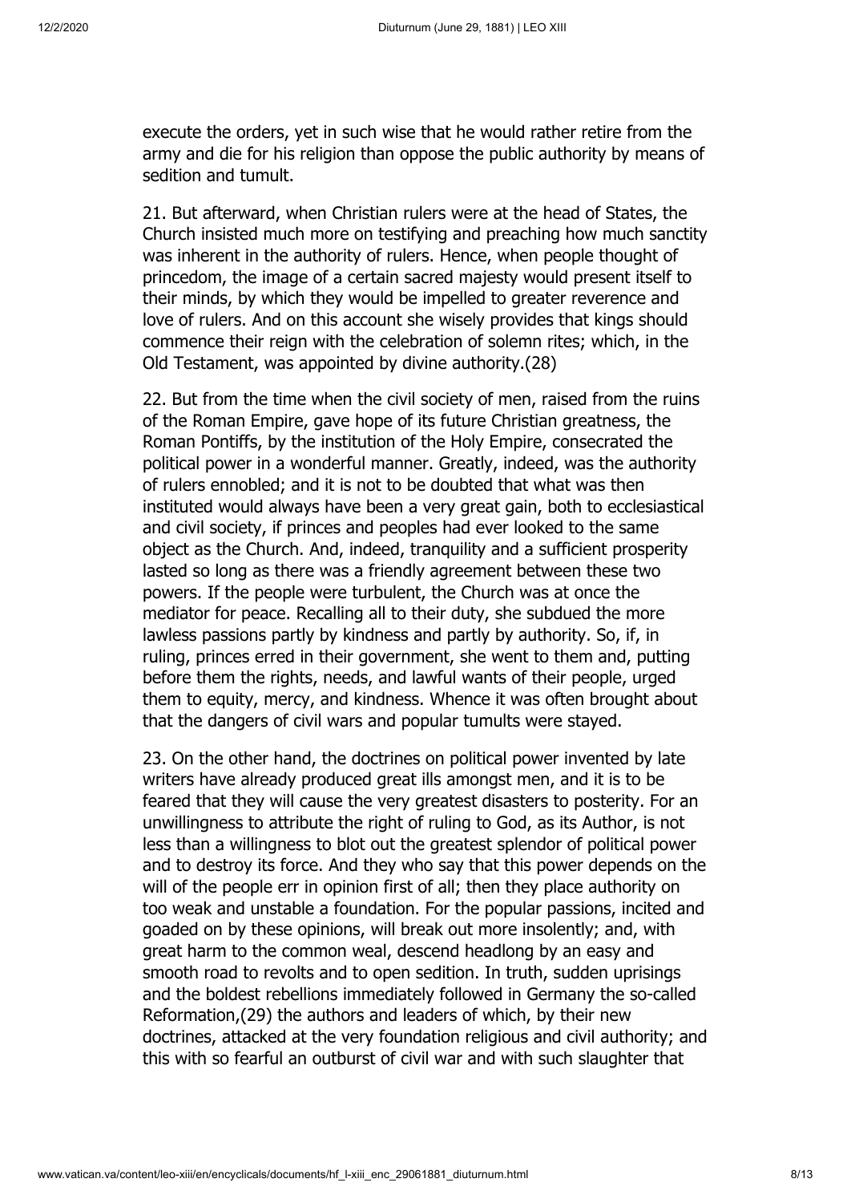execute the orders, yet in such wise that he would rather retire from the army and die for his religion than oppose the public authority by means of sedition and tumult.

21. But afterward, when Christian rulers were at the head of States, the Church insisted much more on testifying and preaching how much sanctity was inherent in the authority of rulers. Hence, when people thought of princedom, the image of a certain sacred majesty would present itself to their minds, by which they would be impelled to greater reverence and love of rulers. And on this account she wisely provides that kings should commence their reign with the celebration of solemn rites; which, in the Old Testament, was appointed by divine authority.(28)

22. But from the time when the civil society of men, raised from the ruins of the Roman Empire, gave hope of its future Christian greatness, the Roman Pontiffs, by the institution of the Holy Empire, consecrated the political power in a wonderful manner. Greatly, indeed, was the authority of rulers ennobled; and it is not to be doubted that what was then instituted would always have been a very great gain, both to ecclesiastical and civil society, if princes and peoples had ever looked to the same object as the Church. And, indeed, tranquility and a sufficient prosperity lasted so long as there was a friendly agreement between these two powers. If the people were turbulent, the Church was at once the mediator for peace. Recalling all to their duty, she subdued the more lawless passions partly by kindness and partly by authority. So, if, in ruling, princes erred in their government, she went to them and, putting before them the rights, needs, and lawful wants of their people, urged them to equity, mercy, and kindness. Whence it was often brought about that the dangers of civil wars and popular tumults were stayed.

23. On the other hand, the doctrines on political power invented by late writers have already produced great ills amongst men, and it is to be feared that they will cause the very greatest disasters to posterity. For an unwillingness to attribute the right of ruling to God, as its Author, is not less than a willingness to blot out the greatest splendor of political power and to destroy its force. And they who say that this power depends on the will of the people err in opinion first of all; then they place authority on too weak and unstable a foundation. For the popular passions, incited and goaded on by these opinions, will break out more insolently; and, with great harm to the common weal, descend headlong by an easy and smooth road to revolts and to open sedition. In truth, sudden uprisings and the boldest rebellions immediately followed in Germany the so-called Reformation,(29) the authors and leaders of which, by their new doctrines, attacked at the very foundation religious and civil authority; and this with so fearful an outburst of civil war and with such slaughter that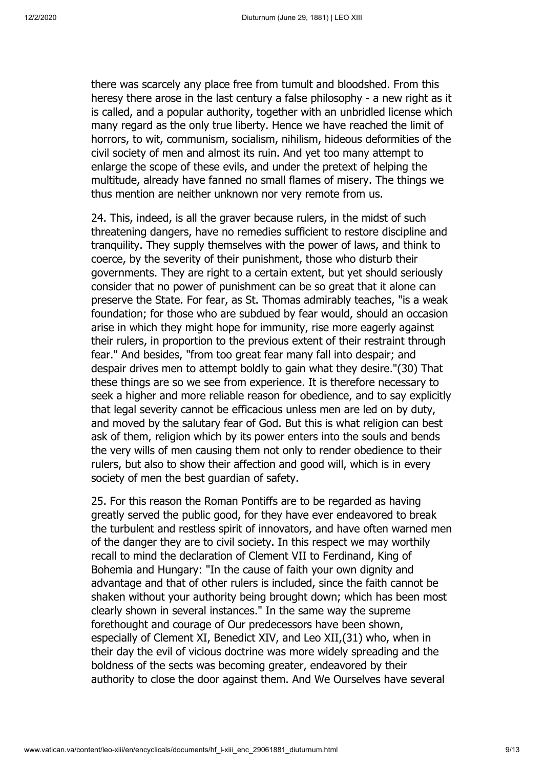there was scarcely any place free from tumult and bloodshed. From this heresy there arose in the last century a false philosophy - a new right as it is called, and a popular authority, together with an unbridled license which many regard as the only true liberty. Hence we have reached the limit of horrors, to wit, communism, socialism, nihilism, hideous deformities of the civil society of men and almost its ruin. And yet too many attempt to enlarge the scope of these evils, and under the pretext of helping the multitude, already have fanned no small flames of misery. The things we thus mention are neither unknown nor very remote from us.

24. This, indeed, is all the graver because rulers, in the midst of such threatening dangers, have no remedies sufficient to restore discipline and tranquility. They supply themselves with the power of laws, and think to coerce, by the severity of their punishment, those who disturb their governments. They are right to a certain extent, but yet should seriously consider that no power of punishment can be so great that it alone can preserve the State. For fear, as St. Thomas admirably teaches, "is a weak foundation; for those who are subdued by fear would, should an occasion arise in which they might hope for immunity, rise more eagerly against their rulers, in proportion to the previous extent of their restraint through fear." And besides, "from too great fear many fall into despair; and despair drives men to attempt boldly to gain what they desire."(30) That these things are so we see from experience. It is therefore necessary to seek a higher and more reliable reason for obedience, and to say explicitly that legal severity cannot be efficacious unless men are led on by duty, and moved by the salutary fear of God. But this is what religion can best ask of them, religion which by its power enters into the souls and bends the very wills of men causing them not only to render obedience to their rulers, but also to show their affection and good will, which is in every society of men the best guardian of safety.

25. For this reason the Roman Pontiffs are to be regarded as having greatly served the public good, for they have ever endeavored to break the turbulent and restless spirit of innovators, and have often warned men of the danger they are to civil society. In this respect we may worthily recall to mind the declaration of Clement VII to Ferdinand, King of Bohemia and Hungary: "In the cause of faith your own dignity and advantage and that of other rulers is included, since the faith cannot be shaken without your authority being brought down; which has been most clearly shown in several instances." In the same way the supreme forethought and courage of Our predecessors have been shown, especially of Clement XI, Benedict XIV, and Leo XII,(31) who, when in their day the evil of vicious doctrine was more widely spreading and the boldness of the sects was becoming greater, endeavored by their authority to close the door against them. And We Ourselves have several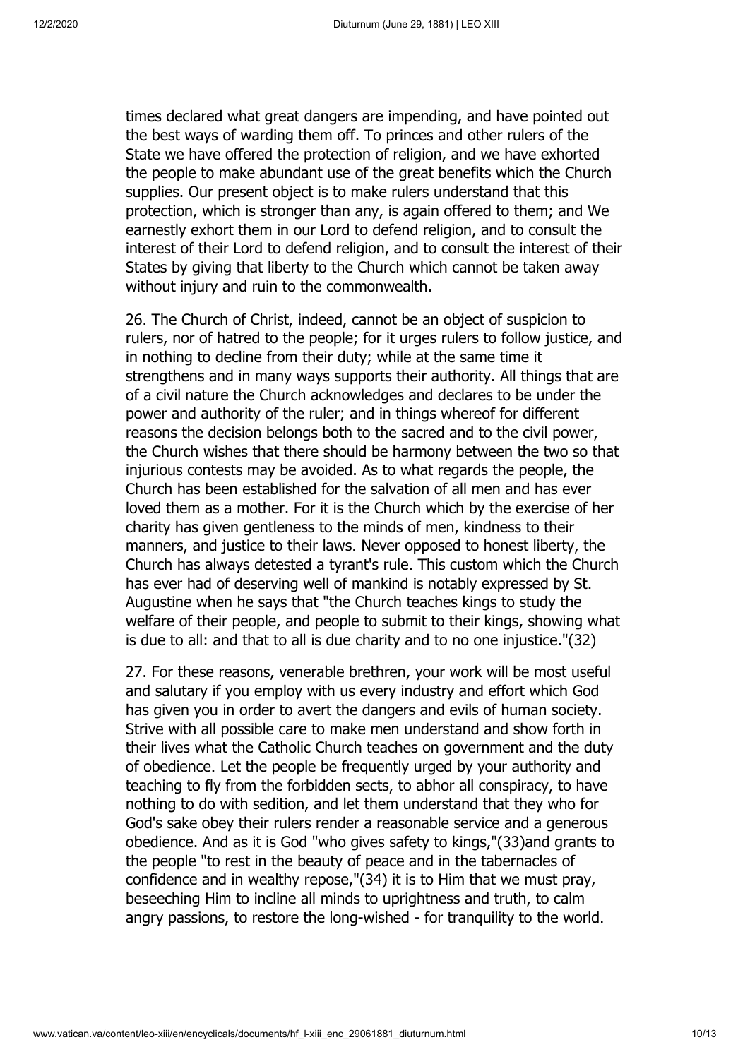times declared what great dangers are impending, and have pointed out the best ways of warding them off. To princes and other rulers of the State we have offered the protection of religion, and we have exhorted the people to make abundant use of the great benefits which the Church supplies. Our present object is to make rulers understand that this protection, which is stronger than any, is again offered to them; and We earnestly exhort them in our Lord to defend religion, and to consult the interest of their Lord to defend religion, and to consult the interest of their States by giving that liberty to the Church which cannot be taken away without injury and ruin to the commonwealth.

26. The Church of Christ, indeed, cannot be an object of suspicion to rulers, nor of hatred to the people; for it urges rulers to follow justice, and in nothing to decline from their duty; while at the same time it strengthens and in many ways supports their authority. All things that are of a civil nature the Church acknowledges and declares to be under the power and authority of the ruler; and in things whereof for different reasons the decision belongs both to the sacred and to the civil power, the Church wishes that there should be harmony between the two so that injurious contests may be avoided. As to what regards the people, the Church has been established for the salvation of all men and has ever loved them as a mother. For it is the Church which by the exercise of her charity has given gentleness to the minds of men, kindness to their manners, and justice to their laws. Never opposed to honest liberty, the Church has always detested a tyrant's rule. This custom which the Church has ever had of deserving well of mankind is notably expressed by St. Augustine when he says that "the Church teaches kings to study the welfare of their people, and people to submit to their kings, showing what is due to all: and that to all is due charity and to no one injustice."(32)

27. For these reasons, venerable brethren, your work will be most useful and salutary if you employ with us every industry and effort which God has given you in order to avert the dangers and evils of human society. Strive with all possible care to make men understand and show forth in their lives what the Catholic Church teaches on government and the duty of obedience. Let the people be frequently urged by your authority and teaching to fly from the forbidden sects, to abhor all conspiracy, to have nothing to do with sedition, and let them understand that they who for God's sake obey their rulers render a reasonable service and a generous obedience. And as it is God "who gives safety to kings,"(33)and grants to the people "to rest in the beauty of peace and in the tabernacles of confidence and in wealthy repose,"(34) it is to Him that we must pray, beseeching Him to incline all minds to uprightness and truth, to calm angry passions, to restore the long-wished - for tranquility to the world.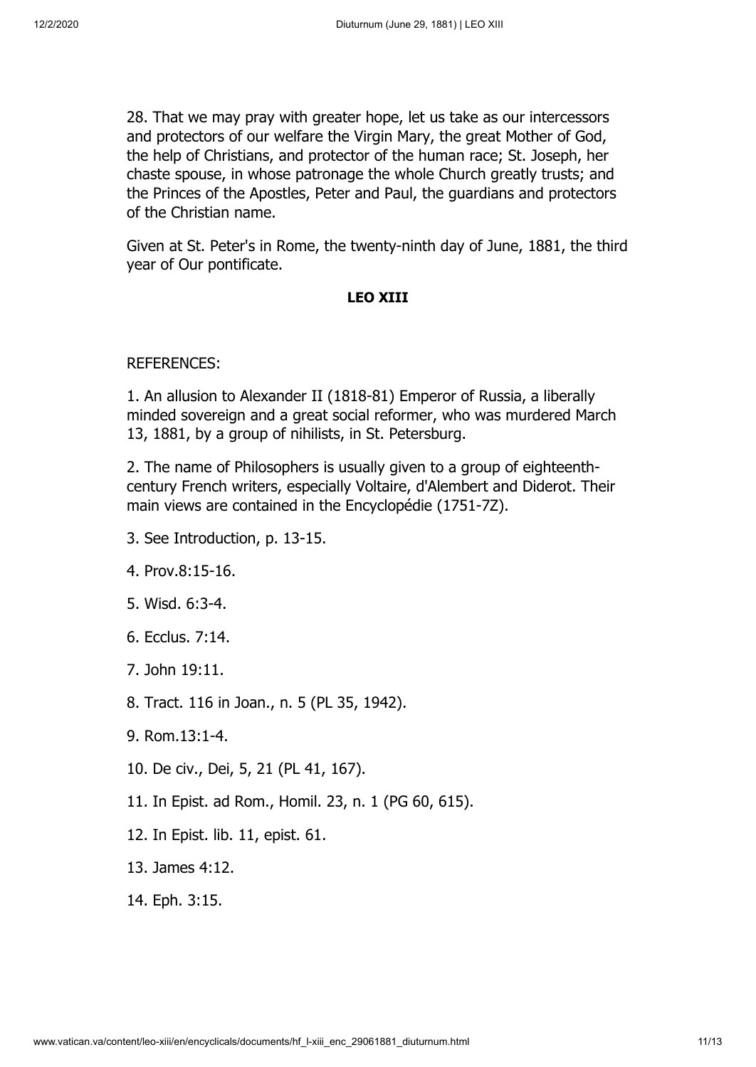28. That we may pray with greater hope, let us take as our intercessors and protectors of our welfare the Virgin Mary, the great Mother of God, the help of Christians, and protector of the human race; St. Joseph, her chaste spouse, in whose patronage the whole Church greatly trusts; and the Princes of the Apostles, Peter and Paul, the guardians and protectors of the Christian name.

Given at St. Peter's in Rome, the twenty-ninth day of June, 1881, the third year of Our pontificate.

**LEO XIII**

REFERENCES:

1. An allusion to Alexander II (1818-81) Emperor of Russia, a liberally minded sovereign and a great social reformer, who was murdered March 13, 1881, by a group of nihilists, in St. Petersburg.

2. The name of Philosophers is usually given to a group of eighteenth-century French writers, especially Voltaire, d'Alembert and Diderot. Their main views are contained in the Encyclopédie (1751-7Z).

3. See Introduction, p. 13-15.

4. Prov.8:15-16.

5. Wisd. 6:3-4.

6. Ecclus. 7:14.

7. John 19:11.

8. Tract. 116 in Joan., n. 5 (PL 35, 1942).

9. Rom.13:1-4.

10. De civ., Dei, 5, 21 (PL 41, 167).

11. In Epist. ad Rom., Homil. 23, n. 1 (PG 60, 615).

12. In Epist. lib. 11, epist. 61.

13. James 4:12.

14. Eph. 3:15.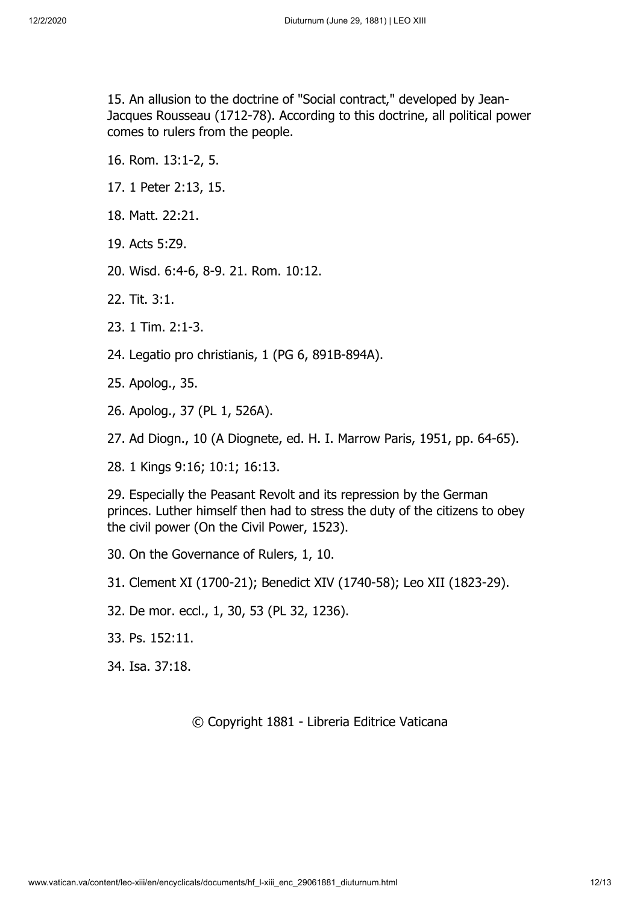15. An allusion to the doctrine of "Social contract," developed by Jean-Jacques Rousseau (1712-78). According to this doctrine, all political power comes to rulers from the people.

16. Rom. 13:1-2, 5.

17. 1 Peter 2:13, 15.

18. Matt. 22:21.

19. Acts 5:Z9.

20. Wisd. 6:4-6, 8-9. 21. Rom. 10:12.

22. Tit. 3:1.

23. 1 Tim. 2:1-3.

24. Legatio pro christianis, 1 (PG 6, 891B-894A).

25. Apolog., 35.

26. Apolog., 37 (PL 1, 526A).

27. Ad Diogn., 10 (A Diognete, ed. H. I. Marrow Paris, 1951, pp. 64-65).

28. 1 Kings 9:16; 10:1; 16:13.

29. Especially the Peasant Revolt and its repression by the German princes. Luther himself then had to stress the duty of the citizens to obey the civil power (On the Civil Power, 1523).

30. On the Governance of Rulers, 1, 10.

31. Clement XI (1700-21); Benedict XIV (1740-58); Leo XII (1823-29).

32. De mor. eccl., 1, 30, 53 (PL 32, 1236).

33. Ps. 152:11.

34. Isa. 37:18.

© Copyright 1881 - Libreria Editrice Vaticana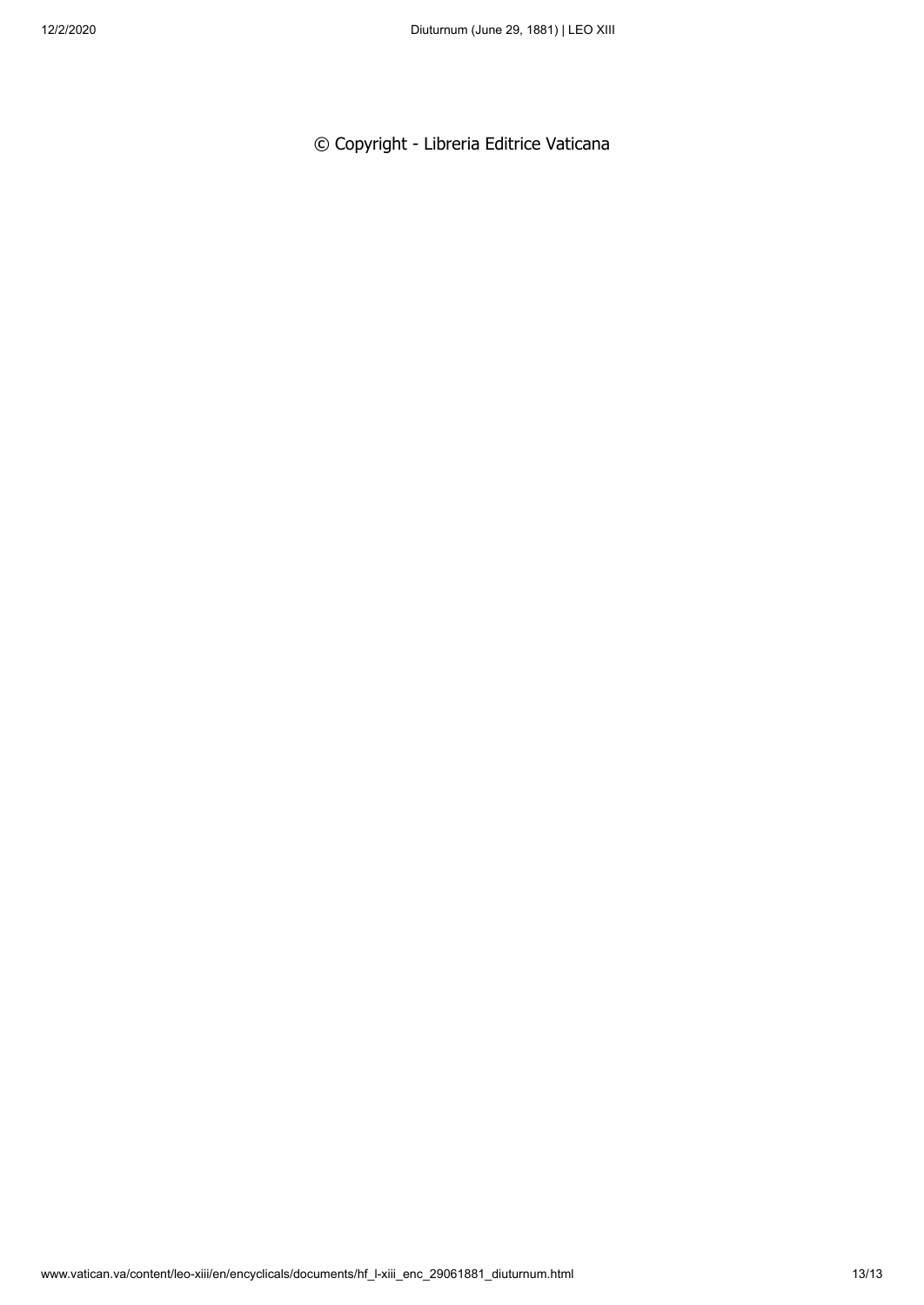© Copyright - Libreria Editrice Vaticana